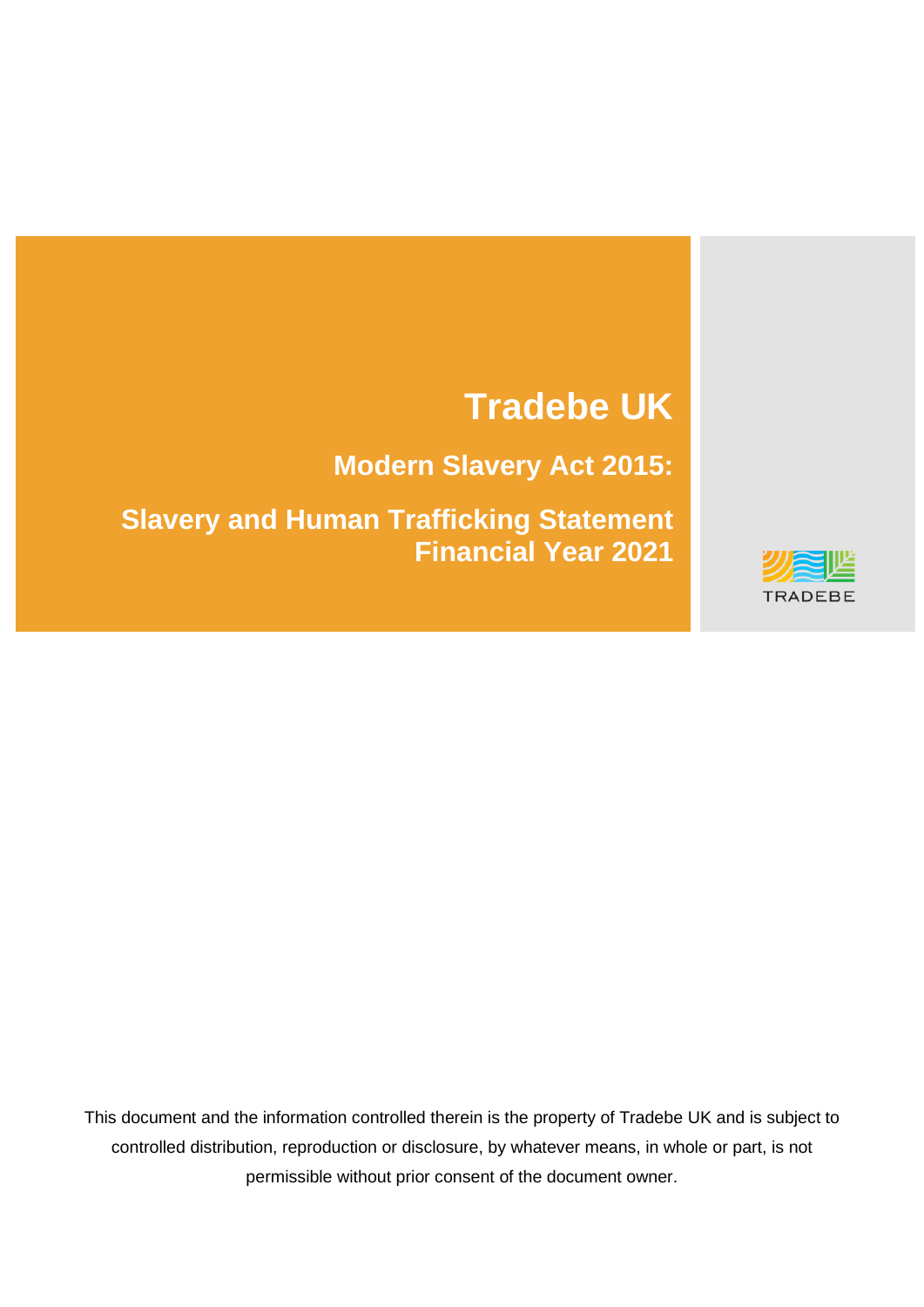# Tradebe UK

## Modern Slavery Act 2015:

## Slavery and Human Trafficking Statement Financial Year 2021

TRADEBE

This document and the information controlled therein is the property of Tradebe UK and is subject to controlled distribution, reproduction or disclosure, by whatever means, in whole or part, is not permissible without prior consent of the document owner.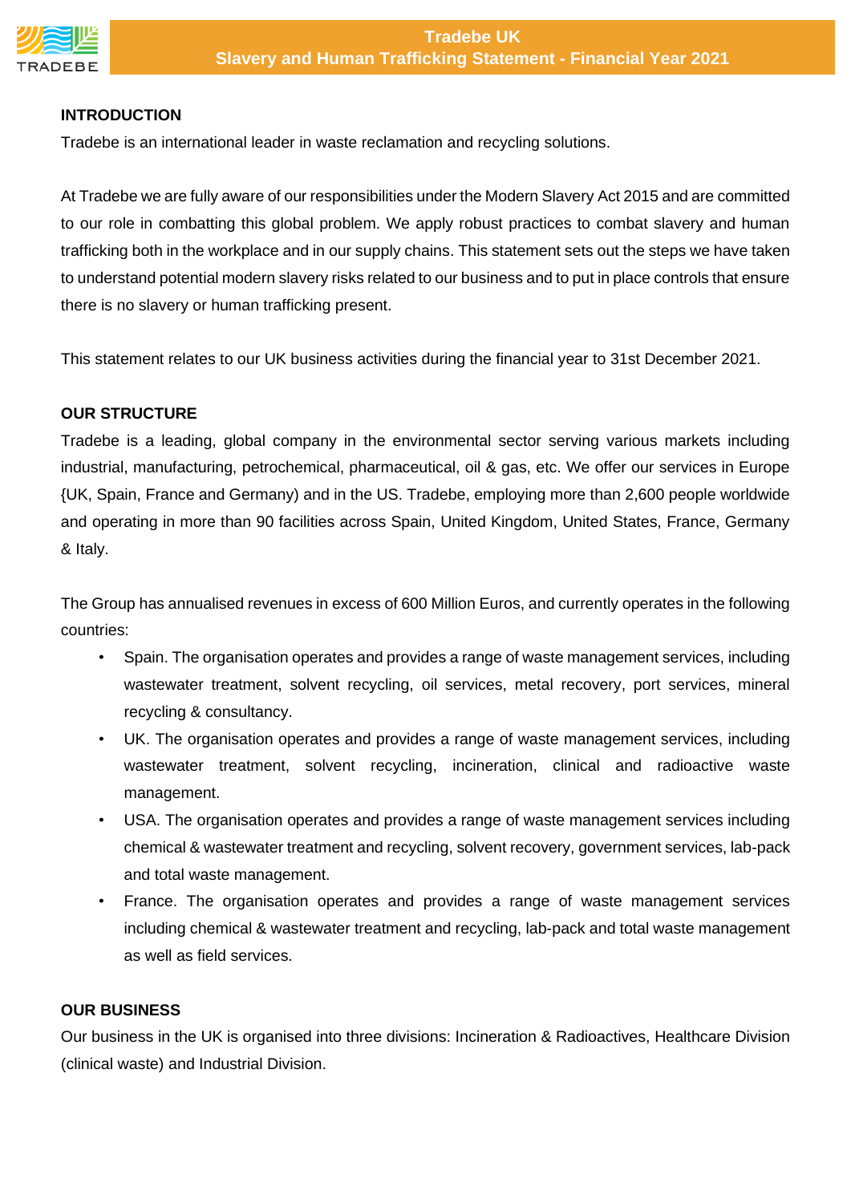## INTRODUCTION

Tradebe is an international leader in waste reclamation and recycling solutions.

At Tradebe we are fully aware of our responsibilities under the Modern Slavery Act 2015 and are committed to our role in combatting this global problem. We apply robust practices to combat slavery and human trafficking both in the workplace and in our supply chains. This statement sets out the steps we have taken to understand potential modern slavery risks related to our business and to put in place controls that ensure there is no slavery or human trafficking present.

This statement relates to our UK business activities during the financial year to 31st December 2021.

## OUR STRUCTURE

Tradebe is a leading, global company in the environmental sector serving various markets including industrial, manufacturing, petrochemical, pharmaceutical, oil & gas, etc. We offer our services in Europe {UK, Spain, France and Germany) and in the US. Tradebe, employing more than 2,600 people worldwide and operating in more than 90 facilities across Spain, United Kingdom, United States, France, Germany & Italy.

The Group has annualised revenues in excess of 600 Million Euros, and currently operates in the following countries:

- Spain. The organisation operates and provides a range of waste management services, including wastewater treatment, solvent recycling, oil services, metal recovery, port services, mineral recycling & consultancy.
- UK. The organisation operates and provides a range of waste management services, including wastewater treatment, solvent recycling, incineration, clinical and radioactive waste management.
- USA. The organisation operates and provides a range of waste management services including chemical & wastewater treatment and recycling, solvent recovery, government services, lab-pack and total waste management.
- France. The organisation operates and provides a range of waste management services including chemical & wastewater treatment and recycling, lab-pack and total waste management as well as field services.

## OUR BUSINESS

Our business in the UK is organised into three divisions: Incineration & Radioactives, Healthcare Division (clinical waste) and Industrial Division.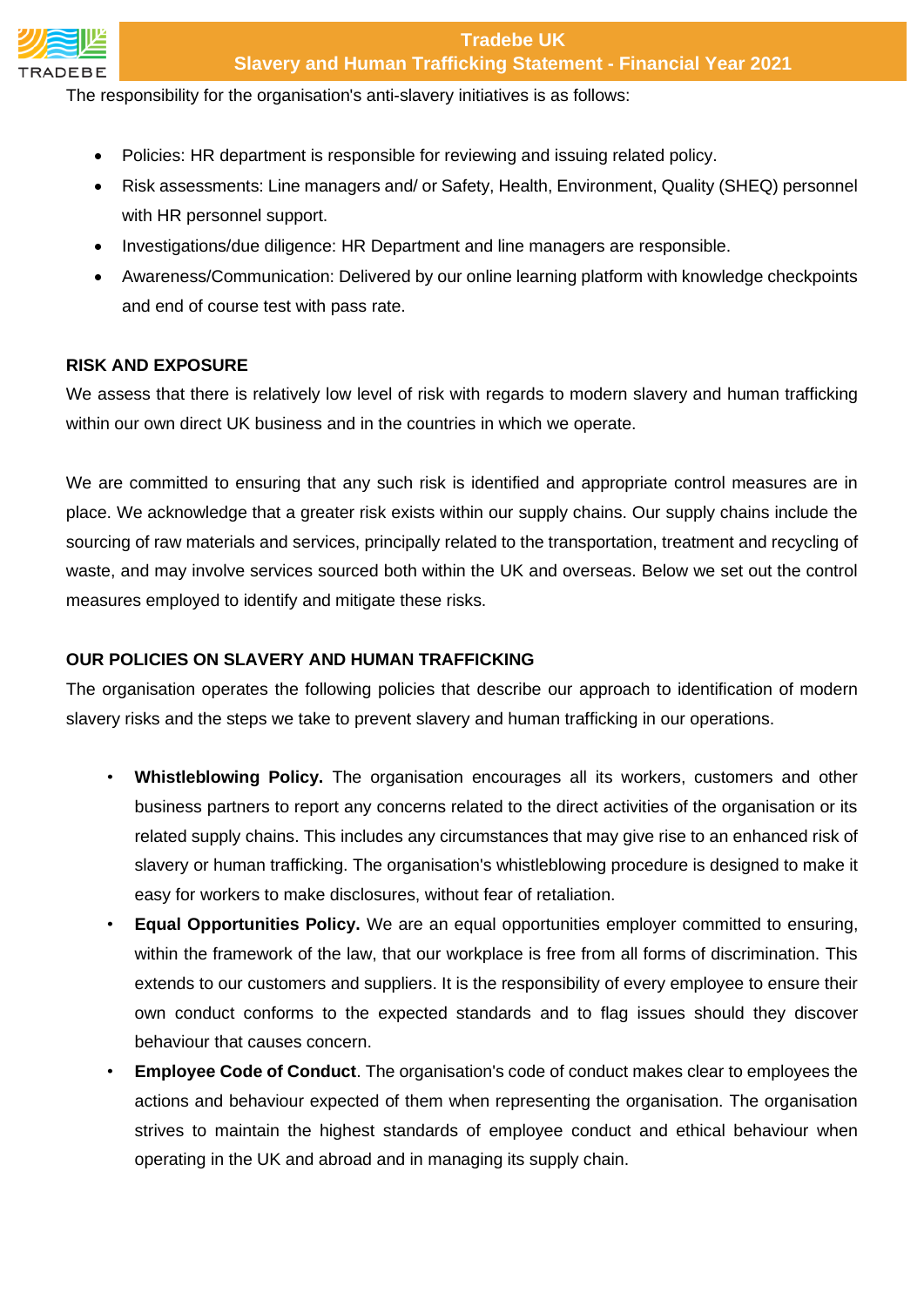The responsibility for the organisation's anti-slavery initiatives is as follows:

- Policies: HR department is responsible for reviewing and issuing related policy.
- Risk assessments: Line managers and/ or Safety, Health, Environment, Quality (SHEQ) personnel with HR personnel support.
- Investigations/due diligence: HR Department and line managers are responsible.
- Awareness/Communication: Delivered by our online learning platform with knowledge checkpoints and end of course test with pass rate.

**RISK AND EXPOSURE**

We assess that there is relatively low level of risk with regards to modern slavery and human trafficking within our own direct UK business and in the countries in which we operate.

We are committed to ensuring that any such risk is identified and appropriate control measures are in place. We acknowledge that a greater risk exists within our supply chains. Our supply chains include the sourcing of raw materials and services, principally related to the transportation, treatment and recycling of waste, and may involve services sourced both within the UK and overseas. Below we set out the control measures employed to identify and mitigate these risks.

**OUR POLICIES ON SLAVERY AND HUMAN TRAFFICKING**

The organisation operates the following policies that describe our approach to identification of modern slavery risks and the steps we take to prevent slavery and human trafficking in our operations.

- **Whistleblowing Policy.** The organisation encourages all its workers, customers and other business partners to report any concerns related to the direct activities of the organisation or its related supply chains. This includes any circumstances that may give rise to an enhanced risk of slavery or human trafficking. The organisation's whistleblowing procedure is designed to make it easy for workers to make disclosures, without fear of retaliation.
- **Equal Opportunities Policy.** We are an equal opportunities employer committed to ensuring, within the framework of the law, that our workplace is free from all forms of discrimination. This extends to our customers and suppliers. It is the responsibility of every employee to ensure their own conduct conforms to the expected standards and to flag issues should they discover behaviour that causes concern.
- **Employee Code of Conduct**. The organisation's code of conduct makes clear to employees the actions and behaviour expected of them when representing the organisation. The organisation strives to maintain the highest standards of employee conduct and ethical behaviour when operating in the UK and abroad and in managing its supply chain.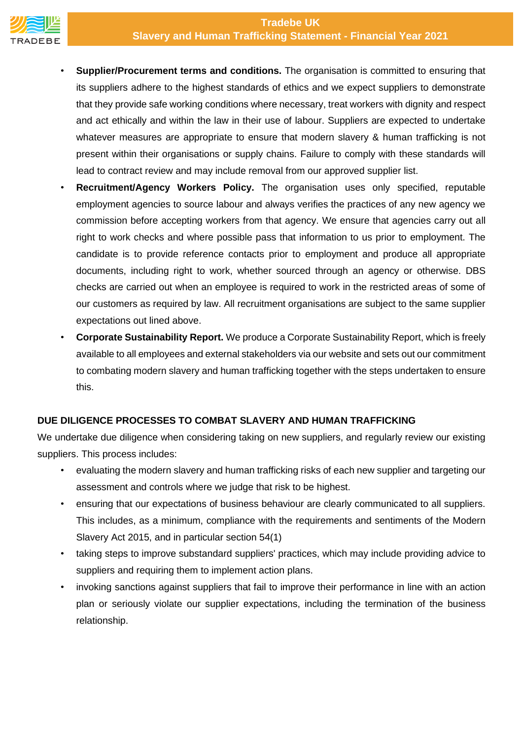- **Supplier/Procurement terms and conditions.** The organisation is committed to ensuring that its suppliers adhere to the highest standards of ethics and we expect suppliers to demonstrate that they provide safe working conditions where necessary, treat workers with dignity and respect and act ethically and within the law in their use of labour. Suppliers are expected to undertake whatever measures are appropriate to ensure that modern slavery & human trafficking is not present within their organisations or supply chains. Failure to comply with these standards will lead to contract review and may include removal from our approved supplier list.
- **Recruitment/Agency Workers Policy.** The organisation uses only specified, reputable employment agencies to source labour and always verifies the practices of any new agency we commission before accepting workers from that agency. We ensure that agencies carry out all right to work checks and where possible pass that information to us prior to employment. The candidate is to provide reference contacts prior to employment and produce all appropriate documents, including right to work, whether sourced through an agency or otherwise. DBS checks are carried out when an employee is required to work in the restricted areas of some of our customers as required by law. All recruitment organisations are subject to the same supplier expectations out lined above.
- **Corporate Sustainability Report.** We produce a Corporate Sustainability Report, which is freely available to all employees and external stakeholders via our website and sets out our commitment to combating modern slavery and human trafficking together with the steps undertaken to ensure this.

## DUE DILIGENCE PROCESSES TO COMBAT SLAVERY AND HUMAN TRAFFICKING

We undertake due diligence when considering taking on new suppliers, and regularly review our existing suppliers. This process includes:

- evaluating the modern slavery and human trafficking risks of each new supplier and targeting our assessment and controls where we judge that risk to be highest.
- ensuring that our expectations of business behaviour are clearly communicated to all suppliers. This includes, as a minimum, compliance with the requirements and sentiments of the Modern Slavery Act 2015, and in particular section 54(1)
- taking steps to improve substandard suppliers' practices, which may include providing advice to suppliers and requiring them to implement action plans.
- invoking sanctions against suppliers that fail to improve their performance in line with an action plan or seriously violate our supplier expectations, including the termination of the business relationship.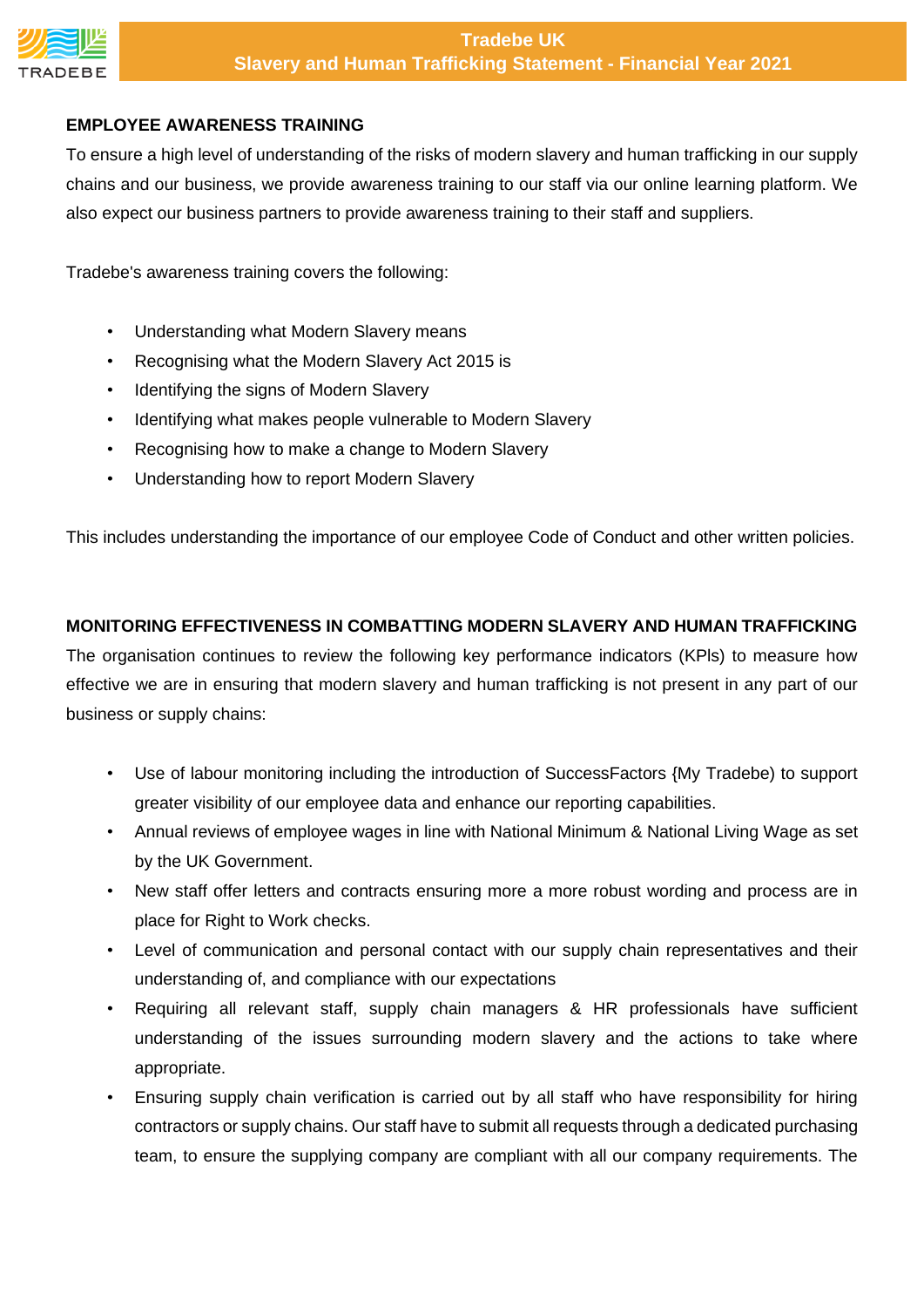## EMPLOYEE AWARENESS TRAINING

To ensure a high level of understanding of the risks of modern slavery and human trafficking in our supply chains and our business, we provide awareness training to our staff via our online learning platform. We also expect our business partners to provide awareness training to their staff and suppliers.

Tradebe's awareness training covers the following:

- Understanding what Modern Slavery means
- Recognising what the Modern Slavery Act 2015 is
- Identifying the signs of Modern Slavery
- Identifying what makes people vulnerable to Modern Slavery
- Recognising how to make a change to Modern Slavery
- Understanding how to report Modern Slavery

This includes understanding the importance of our employee Code of Conduct and other written policies.

## MONITORING EFFECTIVENESS IN COMBATTING MODERN SLAVERY AND HUMAN TRAFFICKING

The organisation continues to review the following key performance indicators (KPIs) to measure how effective we are in ensuring that modern slavery and human trafficking is not present in any part of our business or supply chains:

- Use of labour monitoring including the introduction of SuccessFactors {My Tradebe) to support greater visibility of our employee data and enhance our reporting capabilities.
- Annual reviews of employee wages in line with National Minimum & National Living Wage as set by the UK Government.
- New staff offer letters and contracts ensuring more a more robust wording and process are in place for Right to Work checks.
- Level of communication and personal contact with our supply chain representatives and their understanding of, and compliance with our expectations
- Requiring all relevant staff, supply chain managers & HR professionals have sufficient understanding of the issues surrounding modern slavery and the actions to take where appropriate.
- Ensuring supply chain verification is carried out by all staff who have responsibility for hiring contractors or supply chains. Our staff have to submit all requests through a dedicated purchasing team, to ensure the supplying company are compliant with all our company requirements. The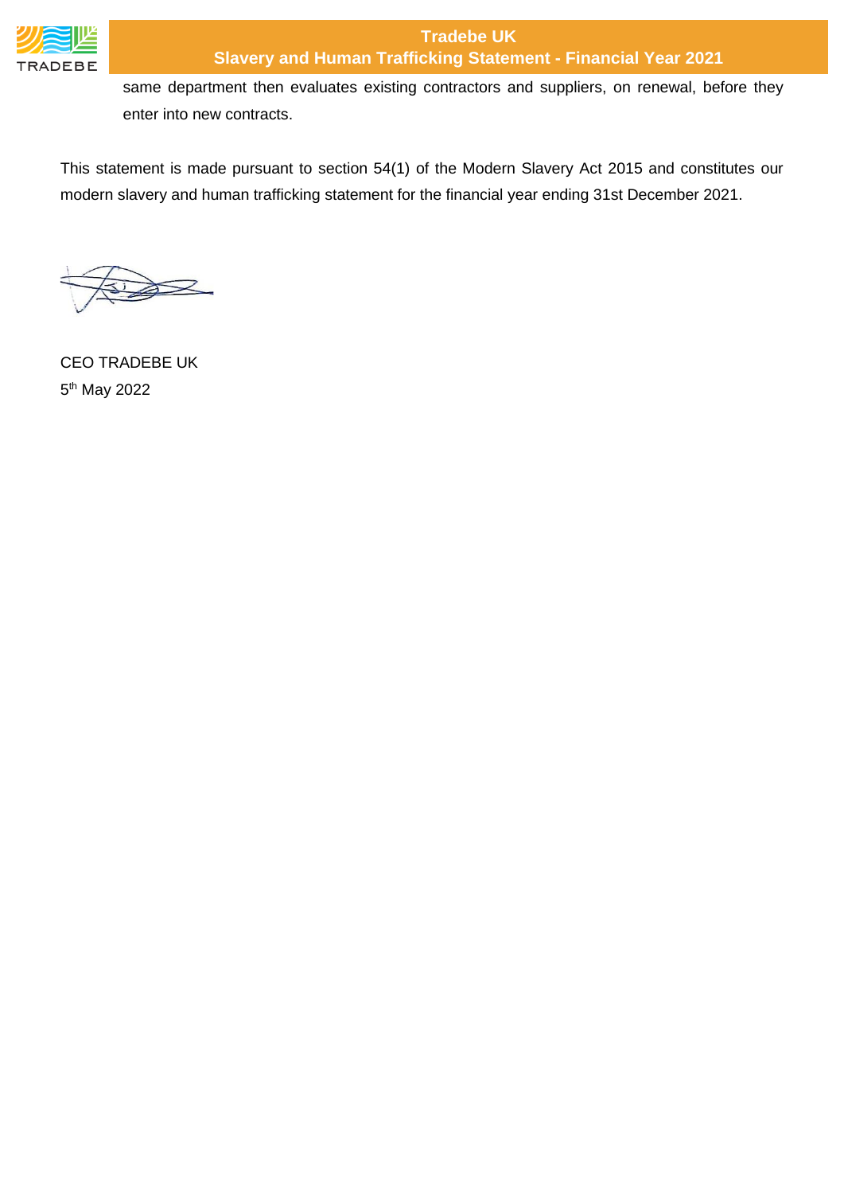same department then evaluates existing contractors and suppliers, on renewal, before they enter into new contracts.

This statement is made pursuant to section 54(1) of the Modern Slavery Act 2015 and constitutes our modern slavery and human trafficking statement for the financial year ending 31st December 2021.

CEO TRADEBE UK
5th May 2022